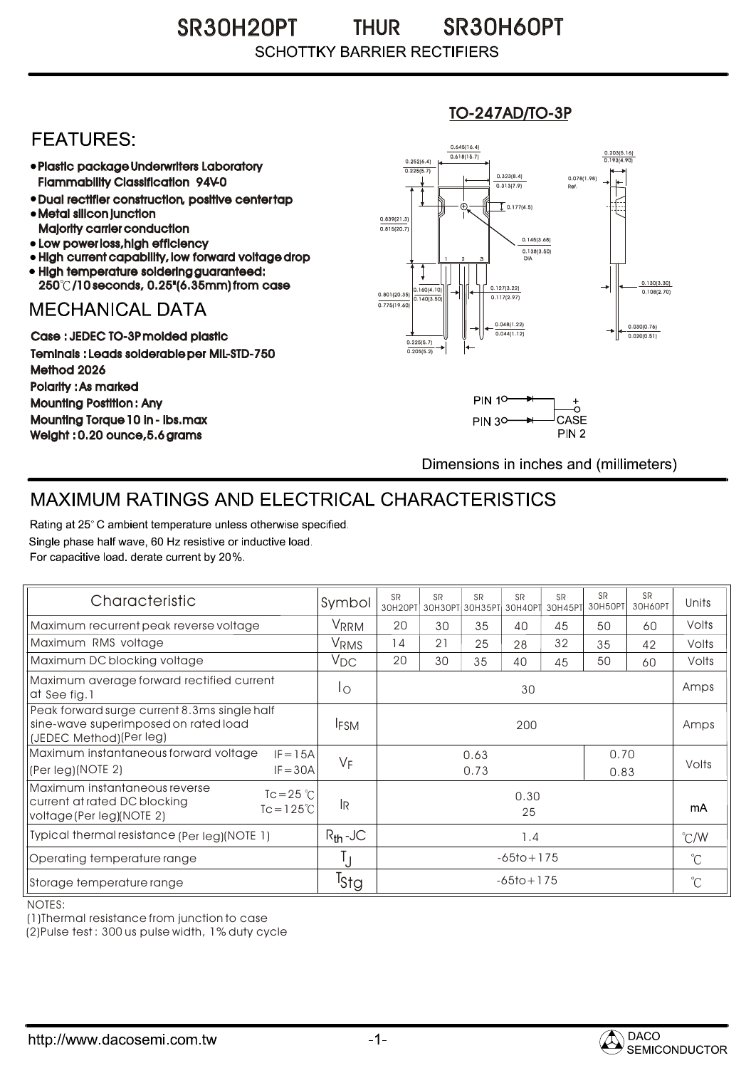# SR30H20PT THUR SR30H60PT

SCHOTTKY BARRIER RECTIFIERS

TO-247AD/TO-3P

## FEATURES:

- Plastic package Underwriters Laboratory Flammability Classification 94V-0
- Dual rectifier construction, positive center tap
- Metal silicon junction Majority carrier conduction
- Low power loss,high efficiency
- High current capability, low forward voltage drop
- High temperature soldering guaranteed: 250℃/10 seconds, 0.25"(6.35mm) from case

## MECHANICAL DATA

Case : JEDEC TO-3P molded plastic
Teminals : Leads solderable per MIL-STD-750
Method 2026
Polarity : As marked
Mounting Postition : Any
Mounting Torque 10 in - lbs.max
Weight : 0.20 ounce,5.6 grams

PIN 1, PIN 3, + CASE PIN 2

Dimensions in inches and (millimeters)

## MAXIMUM RATINGS AND ELECTRICAL CHARACTERISTICS

Rating at 25° C ambient temperature unless otherwise specified.
Single phase half wave, 60 Hz resistive or inductive load.
For capacitive load. derate current by 20%.

| Characteristic | Symbol | SR 30H20PT | SR 30H30PT | SR 30H35PT | SR 30H40PT | SR 30H45PT | SR 30H50PT | SR 30H60PT | Units |
|---|---|---|---|---|---|---|---|---|---|
| Maximum recurrent peak reverse voltage | $V_{RRM}$ | 20 | 30 | 35 | 40 | 45 | 50 | 60 | Volts |
| Maximum RMS voltage | $V_{RMS}$ | 14 | 21 | 25 | 28 | 32 | 35 | 42 | Volts |
| Maximum DC blocking voltage | $V_{DC}$ | 20 | 30 | 35 | 40 | 45 | 50 | 60 | Volts |
| Maximum average forward rectified current at See fig.1 | $I_O$ | 30 | | | | | | | Amps |
| Peak forward surge current 8.3ms single half sine-wave superimposed on rated load (JEDEC Method)(Per leg) | $I_{FSM}$ | 200 | | | | | | | Amps |
| Maximum instantaneous forward voltage (Per leg)(NOTE 2) IF=15A / IF=30A | $V_F$ | 0.63 / 0.73 | | | | | 0.70 / 0.83 | | Volts |
| Maximum instantaneous reverse current at rated DC blocking voltage (Per leg)(NOTE 2) Tc=25 ℃ / Tc=125℃ | $I_R$ | 0.30 / 25 | | | | | | | mA |
| Typical thermal resistance (Per leg)(NOTE 1) | $R_{th}$-JC | 1.4 | | | | | | | ℃/W |
| Operating temperature range | $T_J$ | -65to+175 | | | | | | | ℃ |
| Storage temperature range | $T_{Stg}$ | -65to+175 | | | | | | | ℃ |

NOTES:
(1)Thermal resistance from junction to case
(2)Pulse test : 300 us pulse width, 1% duty cycle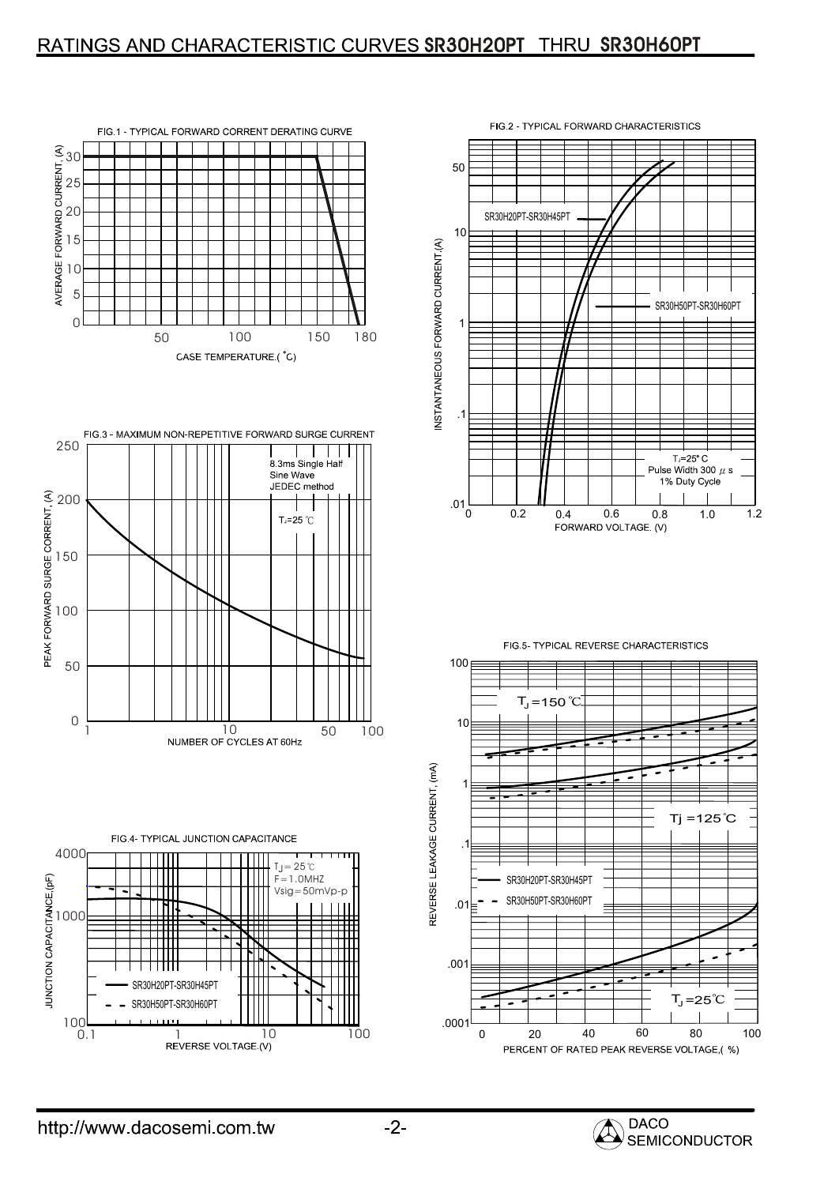# RATINGS AND CHARACTERISTIC CURVES SR30H20PT THRU SR30H60PT

FIG.1 - TYPICAL FORWARD CORRENT DERATING CURVE

AVERAGE FORWARD CURRENT, (A)

30
25
20
15
10
5
0

50
100
150
180

CASE TEMPERATURE.( °C)

FIG.2 - TYPICAL FORWARD CHARACTERISTICS

INSTANTANEOUS FORWARD CURRENT,(A)

50
10
1
.1
.01

SR30H20PT-SR30H45PT

SR30H50PT-SR30H60PT

$T_J$=25° C
Pulse Width 300 $\mu$ s
1% Duty Cycle

0
0.2
0.4
0.6
0.8
1.0
1.2

FORWARD VOLTAGE. (V)

FIG.3 - MAXIMUM NON-REPETITIVE FORWARD SURGE CURRENT

PEAK FORWARD SURGE CORRENT, (A)

250
200
150
100
50
0

8.3ms Single Half
Sine Wave
JEDEC method

$T_J$=25 ℃

1
10
50
100

NUMBER OF CYCLES AT 60Hz

FIG.4- TYPICAL JUNCTION CAPACITANCE

JUNCTION CAPACITANCE,(pF)

4000
1000
100

$T_J$= 25 ℃
F=1.0MHZ
Vsig=50mVp-p

SR30H20PT-SR30H45PT
SR30H50PT-SR30H60PT

0.1
1
10
100

REVERSE VOLTAGE.(V)

FIG.5- TYPICAL REVERSE CHARACTERISTICS

REVERSE LEAKAGE CURRENT, (mA)

100
10
1
.1
.01
.001
.0001

$T_J$=150 ℃

Tj =125°C

SR30H20PT-SR30H45PT
SR30H50PT-SR30H60PT

$T_J$=25℃

0
20
40
60
80
100

PERCENT OF RATED PEAK REVERSE VOLTAGE,( %)